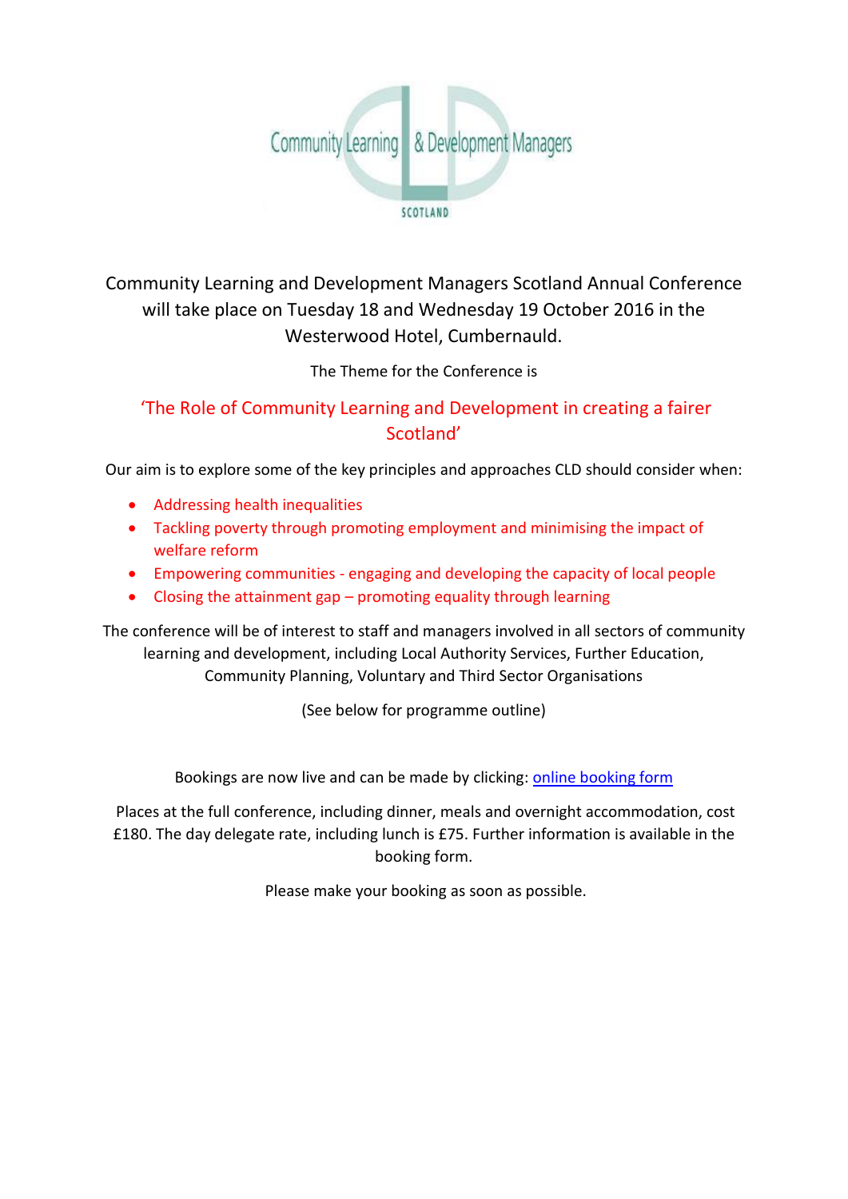Community Learning & Development Managers

SCOTLAND

Community Learning and Development Managers Scotland Annual Conference will take place on Tuesday 18 and Wednesday 19 October 2016 in the Westerwood Hotel, Cumbernauld.

The Theme for the Conference is

'The Role of Community Learning and Development in creating a fairer Scotland'

Our aim is to explore some of the key principles and approaches CLD should consider when:

- Addressing health inequalities
- Tackling poverty through promoting employment and minimising the impact of welfare reform
- Empowering communities - engaging and developing the capacity of local people
- Closing the attainment gap – promoting equality through learning

The conference will be of interest to staff and managers involved in all sectors of community learning and development, including Local Authority Services, Further Education, Community Planning, Voluntary and Third Sector Organisations

(See below for programme outline)

Bookings are now live and can be made by clicking: online booking form

Places at the full conference, including dinner, meals and overnight accommodation, cost £180. The day delegate rate, including lunch is £75. Further information is available in the booking form.

Please make your booking as soon as possible.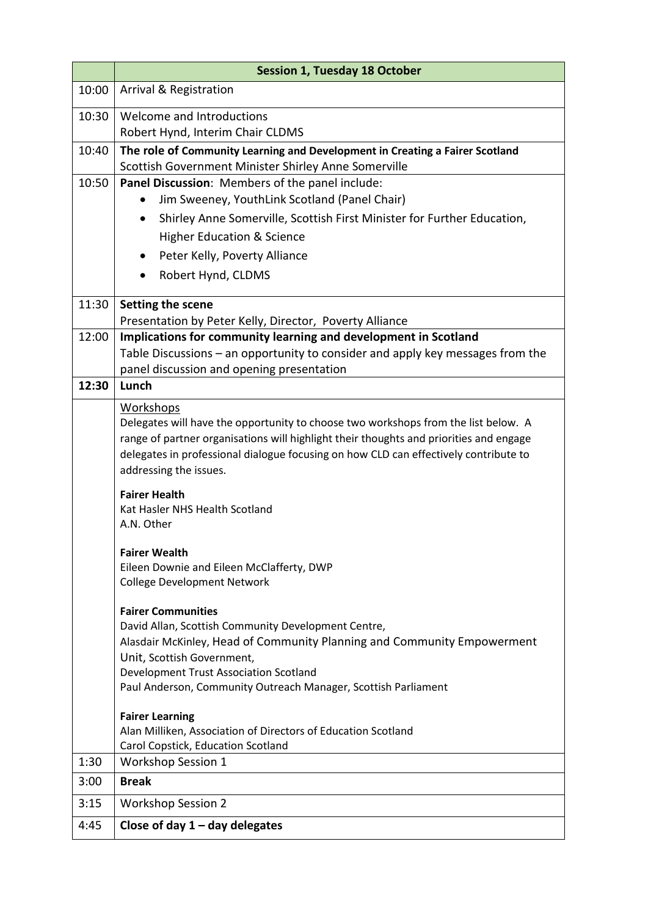| | **Session 1, Tuesday 18 October** |
|---|---|
| 10:00 | Arrival & Registration |
| 10:30 | Welcome and Introductions<br>Robert Hynd, Interim Chair CLDMS |
| 10:40 | **The role of Community Learning and Development in Creating a Fairer Scotland**<br>Scottish Government Minister Shirley Anne Somerville |
| 10:50 | **Panel Discussion**: Members of the panel include:<br>• Jim Sweeney, YouthLink Scotland (Panel Chair)<br>• Shirley Anne Somerville, Scottish First Minister for Further Education, Higher Education & Science<br>• Peter Kelly, Poverty Alliance<br>• Robert Hynd, CLDMS |
| 11:30 | **Setting the scene**<br>Presentation by Peter Kelly, Director, Poverty Alliance |
| 12:00 | **Implications for community learning and development in Scotland**<br>Table Discussions – an opportunity to consider and apply key messages from the panel discussion and opening presentation |
| **12:30** | **Lunch** |
| | Workshops<br>Delegates will have the opportunity to choose two workshops from the list below. A range of partner organisations will highlight their thoughts and priorities and engage delegates in professional dialogue focusing on how CLD can effectively contribute to addressing the issues.<br><br>**Fairer Health**<br>Kat Hasler NHS Health Scotland<br>A.N. Other<br><br>**Fairer Wealth**<br>Eileen Downie and Eileen McClafferty, DWP<br>College Development Network<br><br>**Fairer Communities**<br>David Allan, Scottish Community Development Centre,<br>Alasdair McKinley, Head of Community Planning and Community Empowerment Unit, Scottish Government,<br>Development Trust Association Scotland<br>Paul Anderson, Community Outreach Manager, Scottish Parliament<br><br>**Fairer Learning**<br>Alan Milliken, Association of Directors of Education Scotland<br>Carol Copstick, Education Scotland |
| 1:30 | Workshop Session 1 |
| 3:00 | **Break** |
| 3:15 | Workshop Session 2 |
| 4:45 | **Close of day 1 – day delegates** |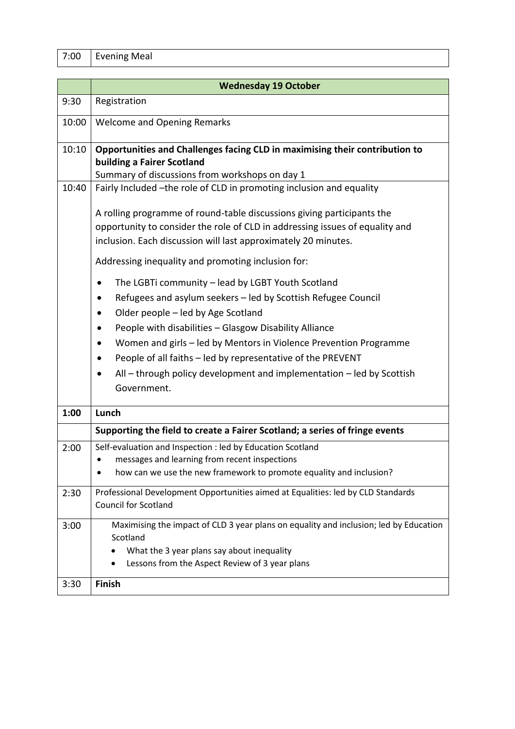| | |
|---|---|
| 7:00 | Evening Meal |

| | **Wednesday 19 October** |
|---|---|
| 9:30 | Registration |
| 10:00 | Welcome and Opening Remarks |
| 10:10 | **Opportunities and Challenges facing CLD in maximising their contribution to building a Fairer Scotland**<br>Summary of discussions from workshops on day 1 |
| 10:40 | Fairly Included –the role of CLD in promoting inclusion and equality<br><br>A rolling programme of round-table discussions giving participants the opportunity to consider the role of CLD in addressing issues of equality and inclusion. Each discussion will last approximately 20 minutes.<br><br>Addressing inequality and promoting inclusion for:<br><br>• The LGBTi community – lead by LGBT Youth Scotland<br>• Refugees and asylum seekers – led by Scottish Refugee Council<br>• Older people – led by Age Scotland<br>• People with disabilities – Glasgow Disability Alliance<br>• Women and girls – led by Mentors in Violence Prevention Programme<br>• People of all faiths – led by representative of the PREVENT<br>• All – through policy development and implementation – led by Scottish Government. |
| **1:00** | **Lunch** |
| | **Supporting the field to create a Fairer Scotland; a series of fringe events** |
| 2:00 | Self-evaluation and Inspection : led by Education Scotland<br>• messages and learning from recent inspections<br>• how can we use the new framework to promote equality and inclusion? |
| 2:30 | Professional Development Opportunities aimed at Equalities: led by CLD Standards Council for Scotland |
| 3:00 | Maximising the impact of CLD 3 year plans on equality and inclusion; led by Education Scotland<br>• What the 3 year plans say about inequality<br>• Lessons from the Aspect Review of 3 year plans |
| 3:30 | **Finish** |